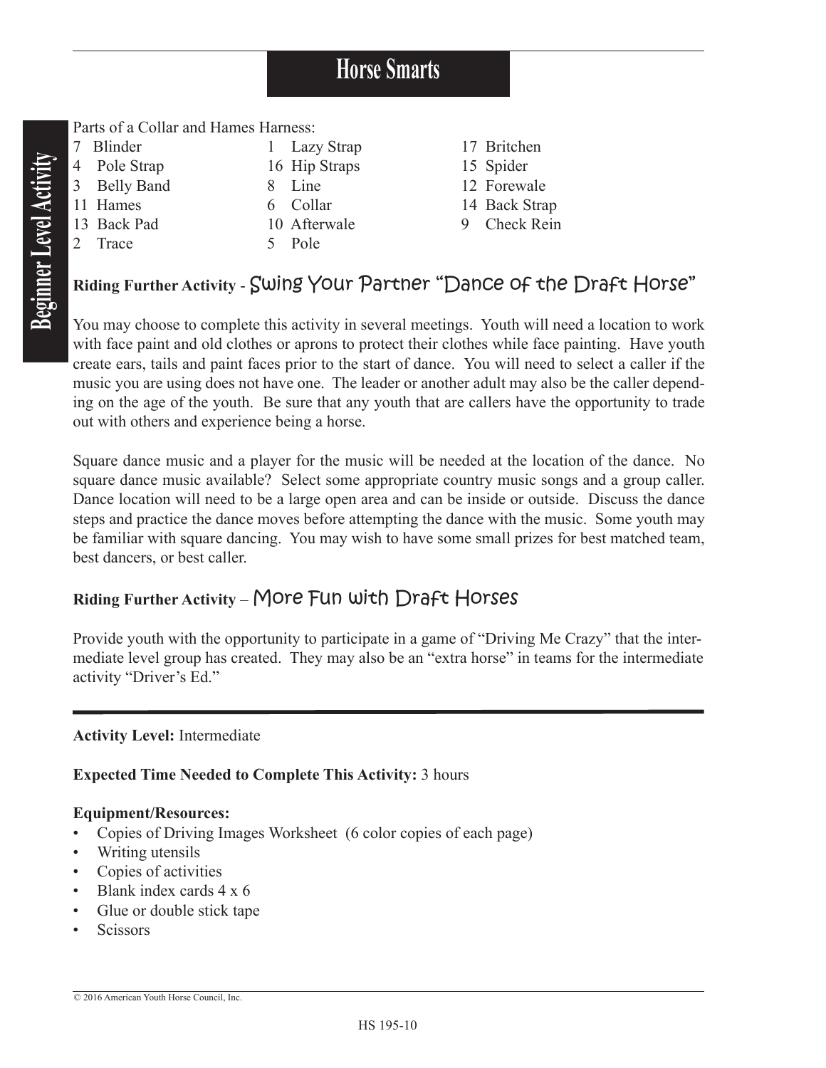Parts of a Collar and Hames Harness:

7 Blinder
4 Pole Strap
3 Belly Band
11 Hames
13 Back Pad
2 Trace
1 Lazy Strap
16 Hip Straps
8 Line
6 Collar
10 Afterwale
5 Pole
17 Britchen
15 Spider
12 Forewale
14 Back Strap
9 Check Rein

**Riding Further Activity** - Swing Your Partner "Dance of the Draft Horse"

You may choose to complete this activity in several meetings. Youth will need a location to work with face paint and old clothes or aprons to protect their clothes while face painting. Have youth create ears, tails and paint faces prior to the start of dance. You will need to select a caller if the music you are using does not have one. The leader or another adult may also be the caller depending on the age of the youth. Be sure that any youth that are callers have the opportunity to trade out with others and experience being a horse.

Square dance music and a player for the music will be needed at the location of the dance. No square dance music available? Select some appropriate country music songs and a group caller. Dance location will need to be a large open area and can be inside or outside. Discuss the dance steps and practice the dance moves before attempting the dance with the music. Some youth may be familiar with square dancing. You may wish to have some small prizes for best matched team, best dancers, or best caller.

**Riding Further Activity** – More Fun with Draft Horses

Provide youth with the opportunity to participate in a game of "Driving Me Crazy" that the intermediate level group has created. They may also be an "extra horse" in teams for the intermediate activity "Driver's Ed."

---

**Activity Level:** Intermediate

**Expected Time Needed to Complete This Activity:** 3 hours

**Equipment/Resources:**

- Copies of Driving Images Worksheet (6 color copies of each page)
- Writing utensils
- Copies of activities
- Blank index cards 4 x 6
- Glue or double stick tape
- Scissors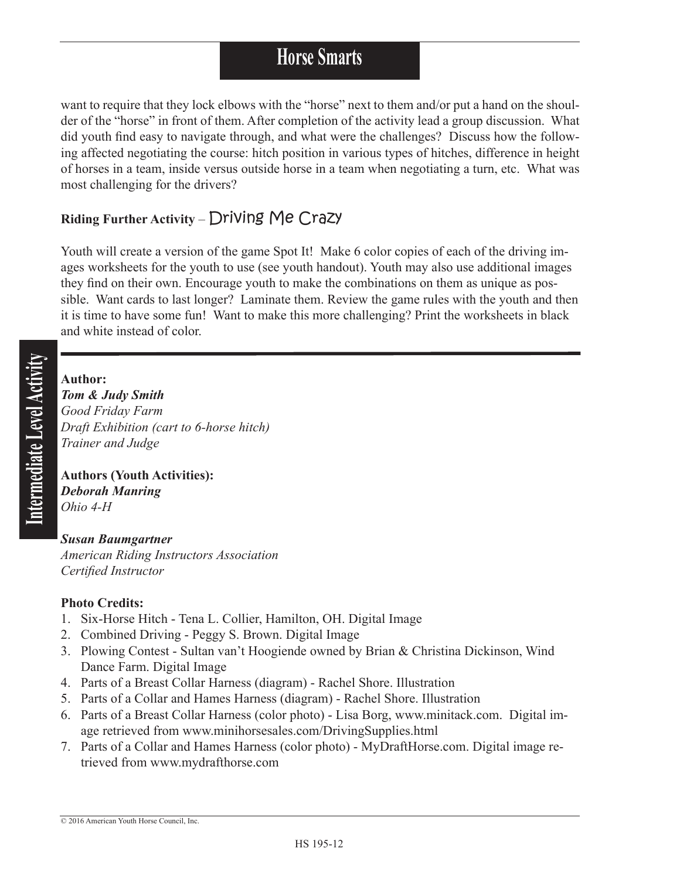want to require that they lock elbows with the "horse" next to them and/or put a hand on the shoulder of the "horse" in front of them. After completion of the activity lead a group discussion. What did youth find easy to navigate through, and what were the challenges? Discuss how the following affected negotiating the course: hitch position in various types of hitches, difference in height of horses in a team, inside versus outside horse in a team when negotiating a turn, etc. What was most challenging for the drivers?

### Riding Further Activity – Driving Me Crazy

Youth will create a version of the game Spot It! Make 6 color copies of each of the driving images worksheets for the youth to use (see youth handout). Youth may also use additional images they find on their own. Encourage youth to make the combinations on them as unique as possible. Want cards to last longer? Laminate them. Review the game rules with the youth and then it is time to have some fun! Want to make this more challenging? Print the worksheets in black and white instead of color.

---

**Author:**
***Tom & Judy Smith***
*Good Friday Farm*
*Draft Exhibition (cart to 6-horse hitch)*
*Trainer and Judge*

**Authors (Youth Activities):**
***Deborah Manring***
*Ohio 4-H*

***Susan Baumgartner***
*American Riding Instructors Association*
*Certified Instructor*

**Photo Credits:**

1. Six-Horse Hitch - Tena L. Collier, Hamilton, OH. Digital Image
2. Combined Driving - Peggy S. Brown. Digital Image
3. Plowing Contest - Sultan van't Hoogiende owned by Brian & Christina Dickinson, Wind Dance Farm. Digital Image
4. Parts of a Breast Collar Harness (diagram) - Rachel Shore. Illustration
5. Parts of a Collar and Hames Harness (diagram) - Rachel Shore. Illustration
6. Parts of a Breast Collar Harness (color photo) - Lisa Borg, www.minitack.com. Digital image retrieved from www.minihorsesales.com/DrivingSupplies.html
7. Parts of a Collar and Hames Harness (color photo) - MyDraftHorse.com. Digital image retrieved from www.mydrafthorse.com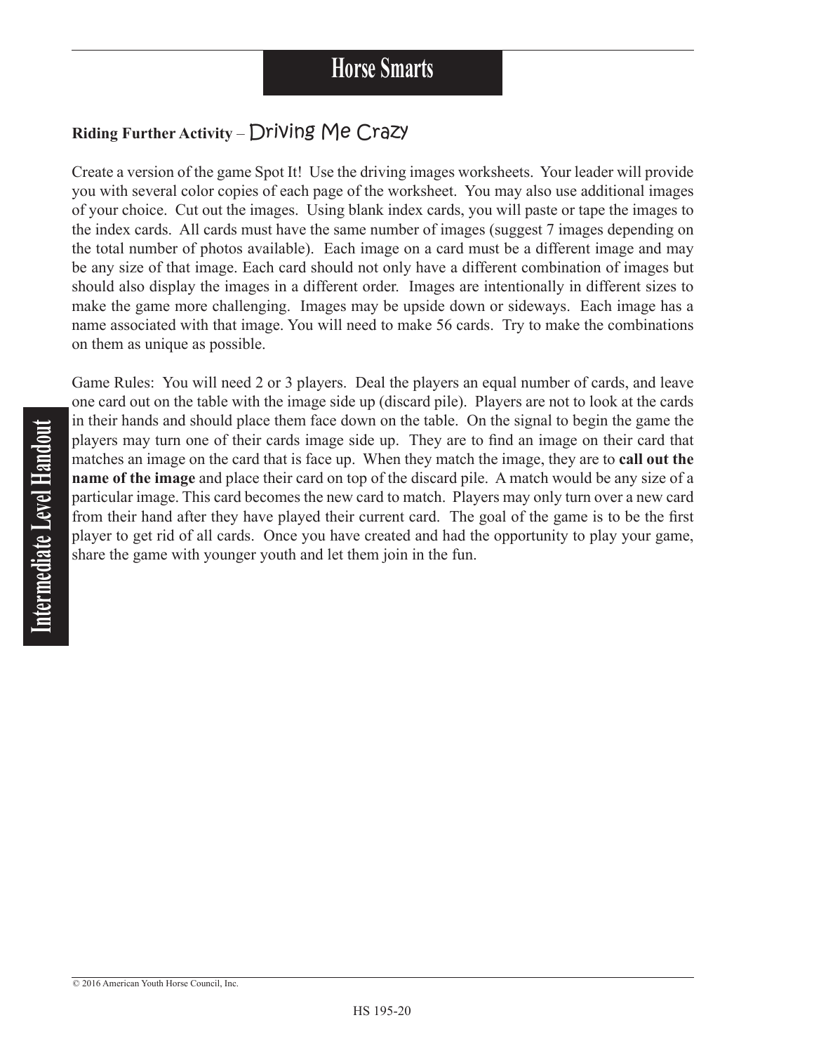# Horse Smarts

**Riding Further Activity** – Driving Me Crazy

Create a version of the game Spot It! Use the driving images worksheets. Your leader will provide you with several color copies of each page of the worksheet. You may also use additional images of your choice. Cut out the images. Using blank index cards, you will paste or tape the images to the index cards. All cards must have the same number of images (suggest 7 images depending on the total number of photos available). Each image on a card must be a different image and may be any size of that image. Each card should not only have a different combination of images but should also display the images in a different order. Images are intentionally in different sizes to make the game more challenging. Images may be upside down or sideways. Each image has a name associated with that image. You will need to make 56 cards. Try to make the combinations on them as unique as possible.

Game Rules: You will need 2 or 3 players. Deal the players an equal number of cards, and leave one card out on the table with the image side up (discard pile). Players are not to look at the cards in their hands and should place them face down on the table. On the signal to begin the game the players may turn one of their cards image side up. They are to find an image on their card that matches an image on the card that is face up. When they match the image, they are to **call out the name of the image** and place their card on top of the discard pile. A match would be any size of a particular image. This card becomes the new card to match. Players may only turn over a new card from their hand after they have played their current card. The goal of the game is to be the first player to get rid of all cards. Once you have created and had the opportunity to play your game, share the game with younger youth and let them join in the fun.